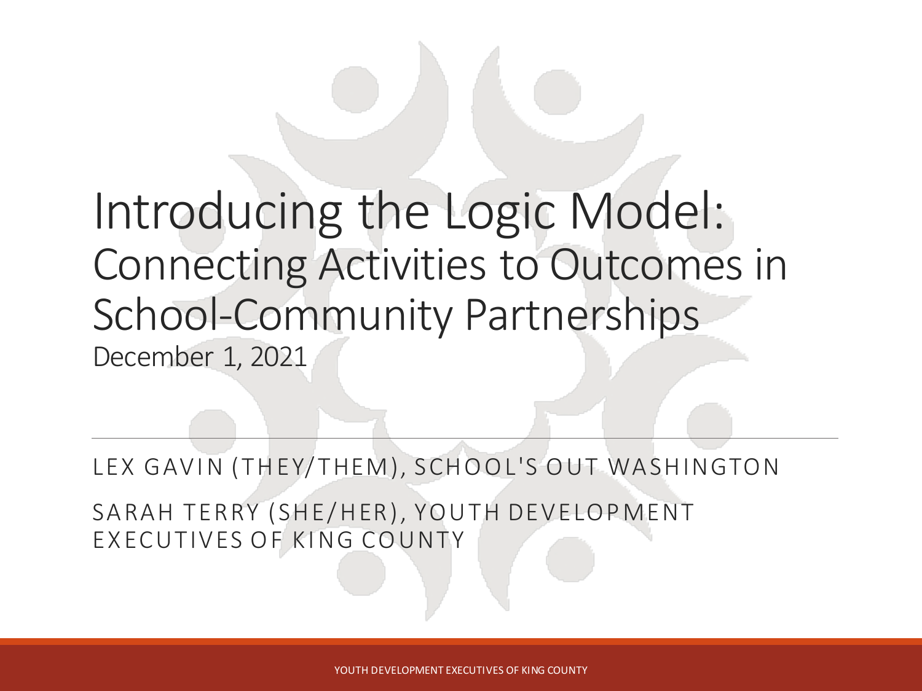# Introducing the Logic Model: Connecting Activities to Outcomes in School-Community Partnerships

December 1, 2021

LEX GAVIN (THEY/THEM), SCHOOL'S OUT WASHINGTON

SARAH TERRY (SHE/HER), YOUTH DEVELOPMENT EXECUTIVES OF KING COUNTY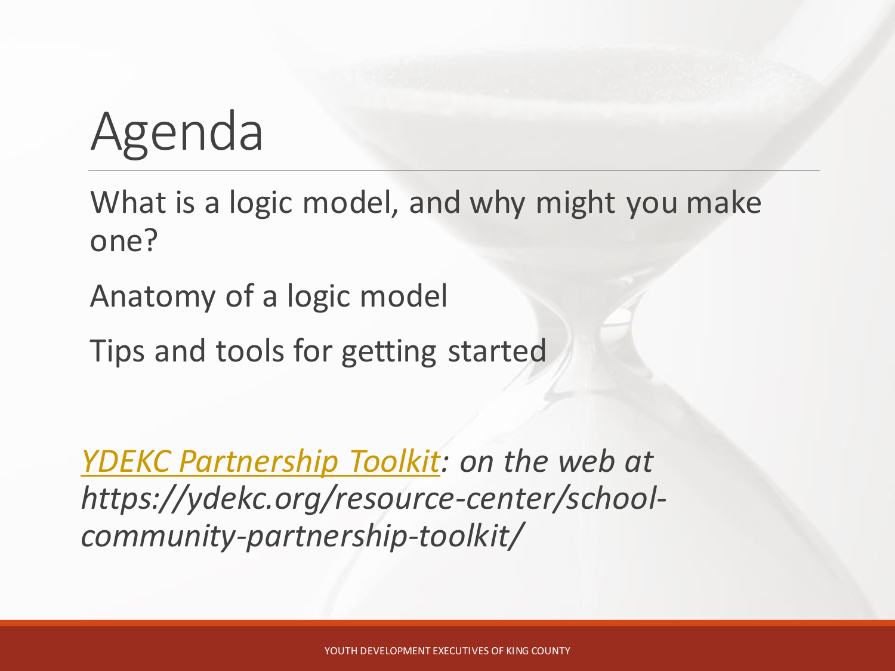# Agenda

What is a logic model, and why might you make one?

Anatomy of a logic model

Tips and tools for getting started

*YDEKC Partnership Toolkit: on the web at https://ydekc.org/resource-center/school-community-partnership-toolkit/*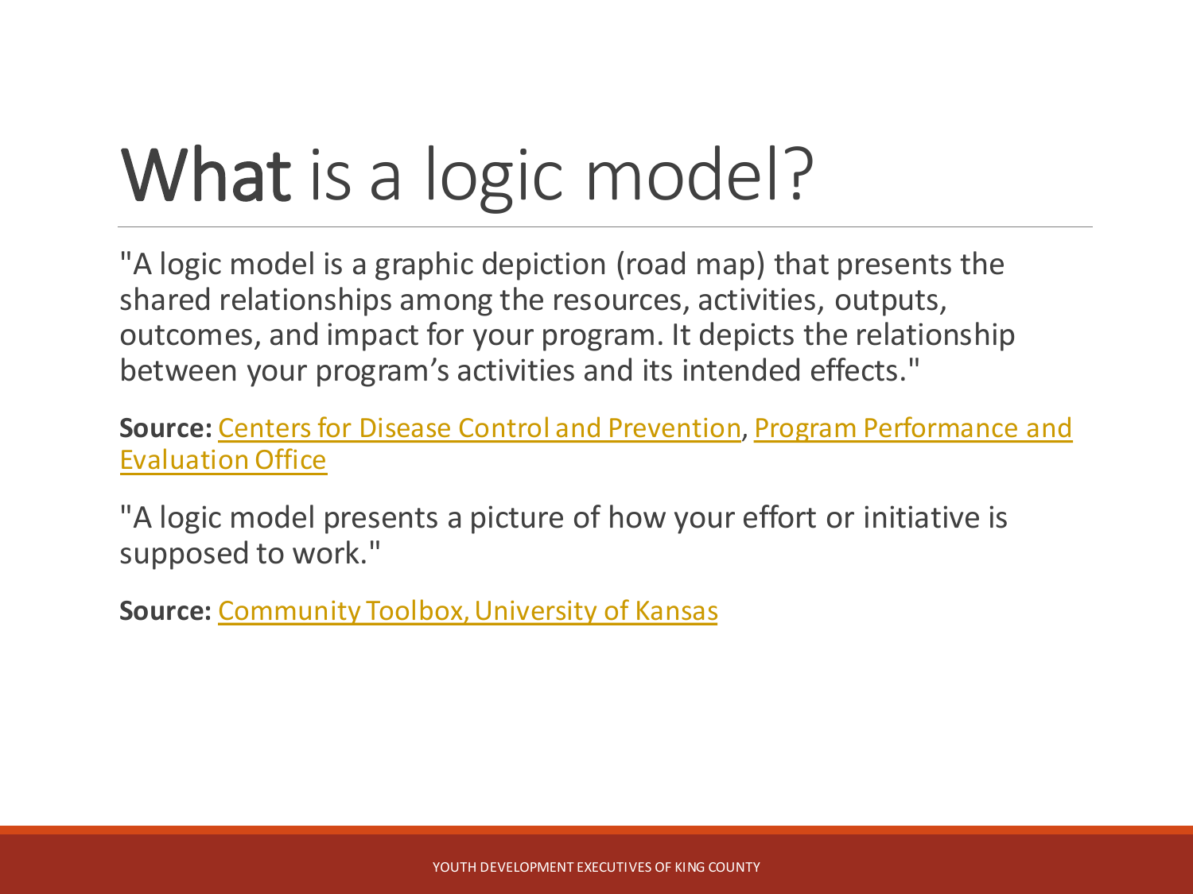# What is a logic model?

"A logic model is a graphic depiction (road map) that presents the shared relationships among the resources, activities, outputs, outcomes, and impact for your program. It depicts the relationship between your program's activities and its intended effects."

**Source:** Centers for Disease Control and Prevention, Program Performance and Evaluation Office

"A logic model presents a picture of how your effort or initiative is supposed to work."

**Source:** Community Toolbox, University of Kansas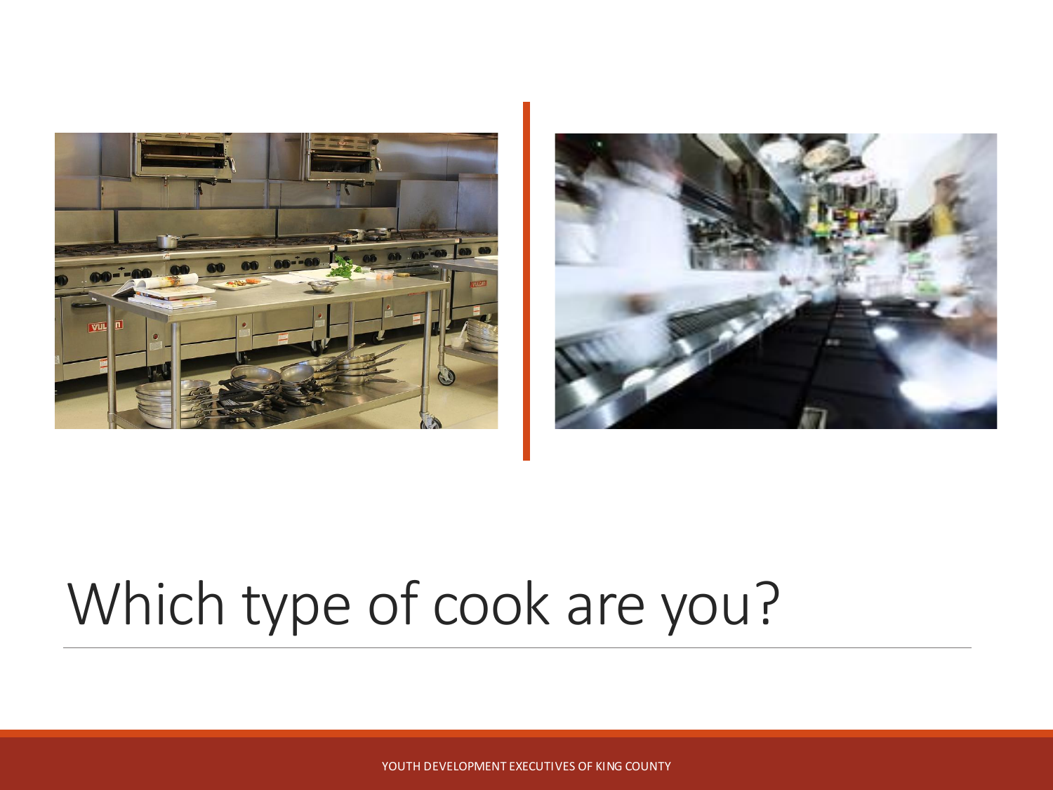# Which type of cook are you?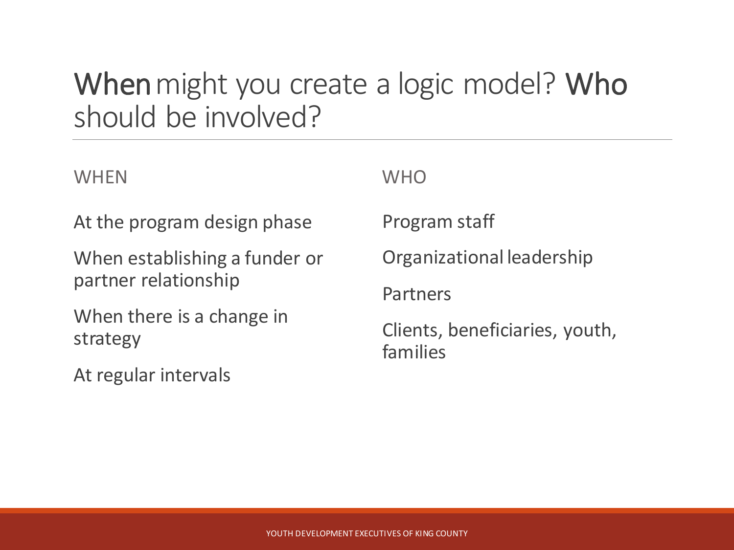# **When** might you create a logic model? **Who** should be involved?

WHEN

At the program design phase

When establishing a funder or partner relationship

When there is a change in strategy

At regular intervals

WHO

Program staff

Organizational leadership

Partners

Clients, beneficiaries, youth, families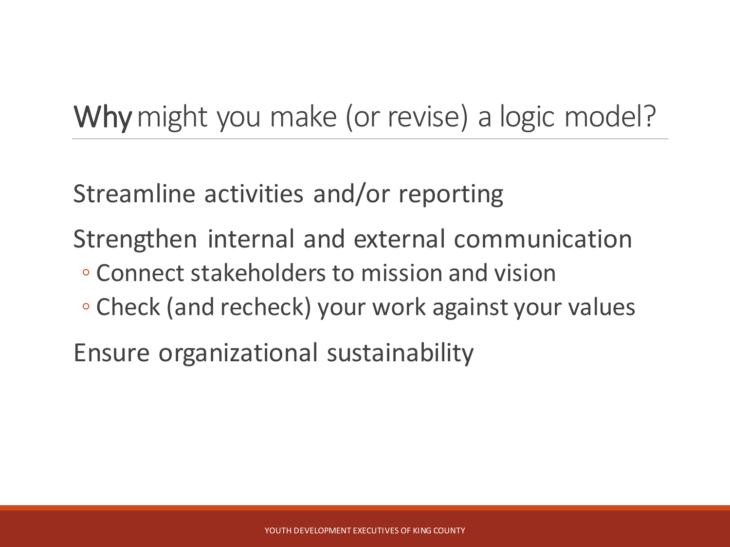# **Why** might you make (or revise) a logic model?

Streamline activities and/or reporting

Strengthen internal and external communication

- Connect stakeholders to mission and vision
- Check (and recheck) your work against your values

Ensure organizational sustainability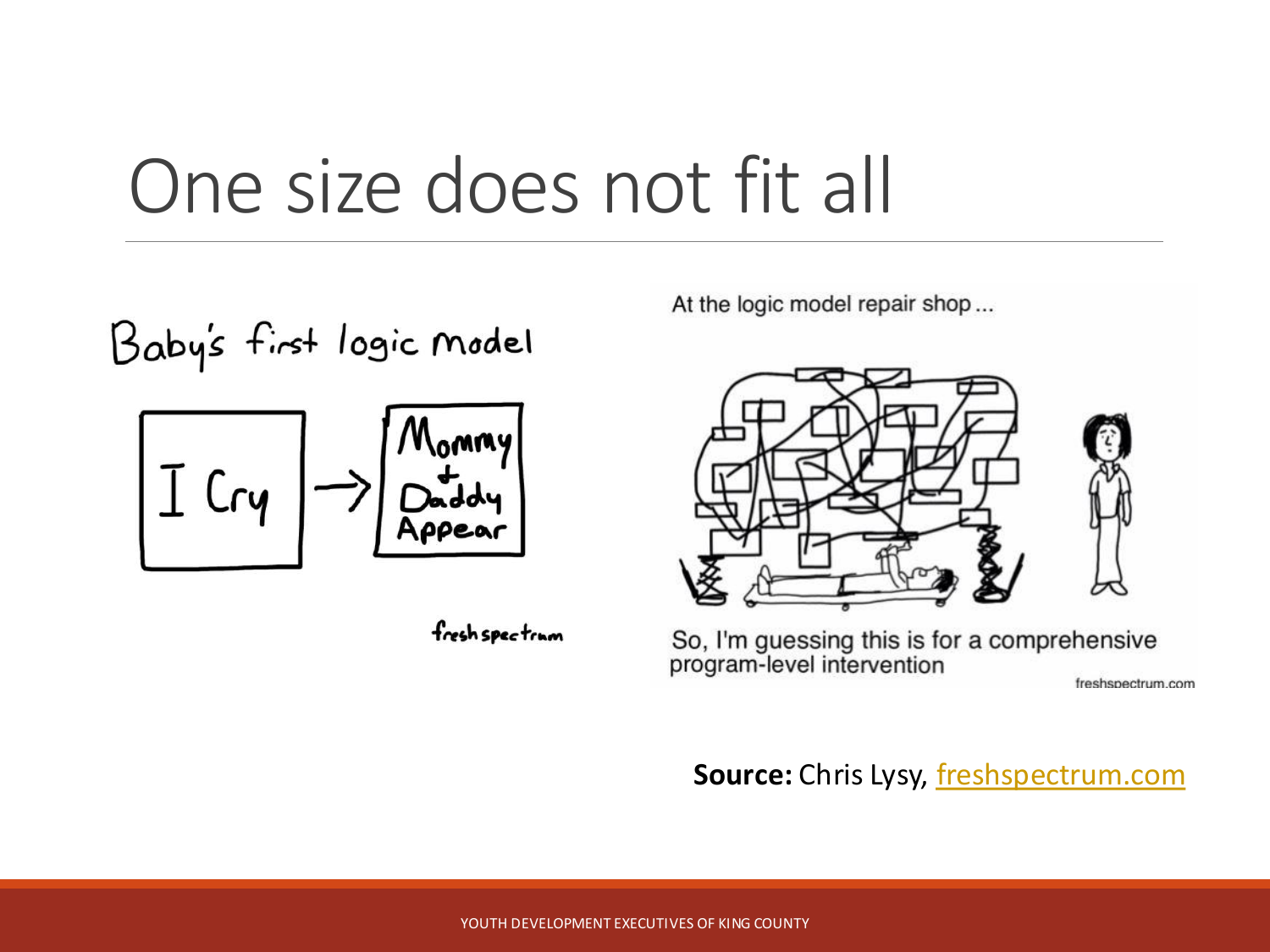# One size does not fit all

Baby's first logic model

I Cry → Mommy + Daddy Appear

freshspectrum

At the logic model repair shop ...

So, I'm guessing this is for a comprehensive program-level intervention

freshspectrum.com

**Source:** Chris Lysy, freshspectrum.com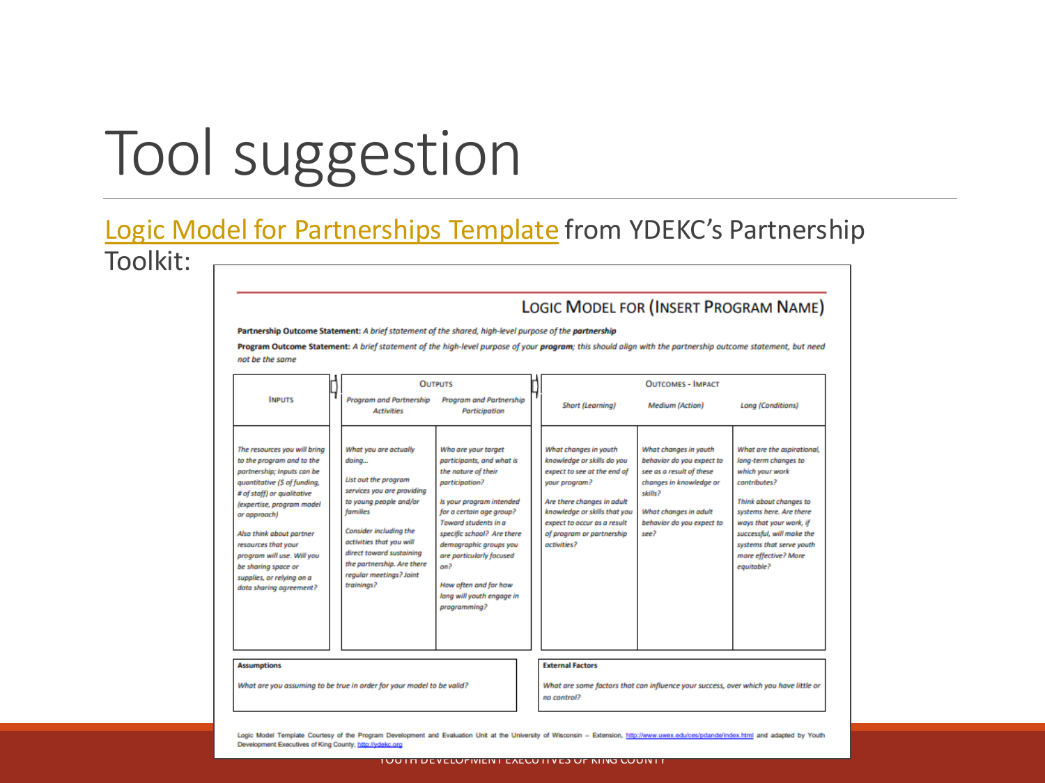# Tool suggestion

[Logic Model for Partnerships Template] from YDEKC's Partnership Toolkit:

## Logic Model for (Insert Program Name)

**Partnership Outcome Statement:** *A brief statement of the shared, high-level purpose of the **partnership***

**Program Outcome Statement:** *A brief statement of the high-level purpose of your **program**; this should align with the partnership outcome statement, but need not be the same*

| Inputs | Outputs | | Outcomes - Impact | | |
|---|---|---|---|---|---|
| | *Program and Partnership Activities* | *Program and Partnership Participation* | *Short (Learning)* | *Medium (Action)* | *Long (Conditions)* |
| *The resources you will bring to the program and to the partnership; Inputs can be quantitative ($ of funding, # of staff) or qualitative (expertise, program model or approach)* <br><br> *Also think about partner resources that your program will use. Will you be sharing space or supplies, or relying on a data sharing agreement?* | *What you are actually doing…* <br><br> *List out the program services you are providing to young people and/or families* <br><br> *Consider including the activities that you will direct toward sustaining the partnership. Are there regular meetings? Joint trainings?* | *Who are your target participants, and what is the nature of their participation?* <br><br> *Is your program intended for a certain age group? Toward students in a specific school? Are there demographic groups you are particularly focused on?* <br><br> *How often and for how long will youth engage in programming?* | *What changes in youth knowledge or skills do you expect to see at the end of your program?* <br><br> *Are there changes in adult knowledge or skills that you expect to occur as a result of program or partnership activities?* | *What changes in youth behavior do you expect to see as a result of these changes in knowledge or skills?* <br><br> *What changes in adult behavior do you expect to see?* | *What are the aspirational, long-term changes to which your work contributes?* <br><br> *Think about changes to systems here. Are there ways that your work, if successful, will make the systems that serve youth more effective? More equitable?* |

| Assumptions | External Factors |
|---|---|
| *What are you assuming to be true in order for your model to be valid?* | *What are some factors that can influence your success, over which you have little or no control?* |

Logic Model Template Courtesy of the Program Development and Evaluation Unit at the University of Wisconsin – Extension, http://www.uwex.edu/ces/pdande/index.html and adapted by Youth Development Executives of King County, http://ydekc.org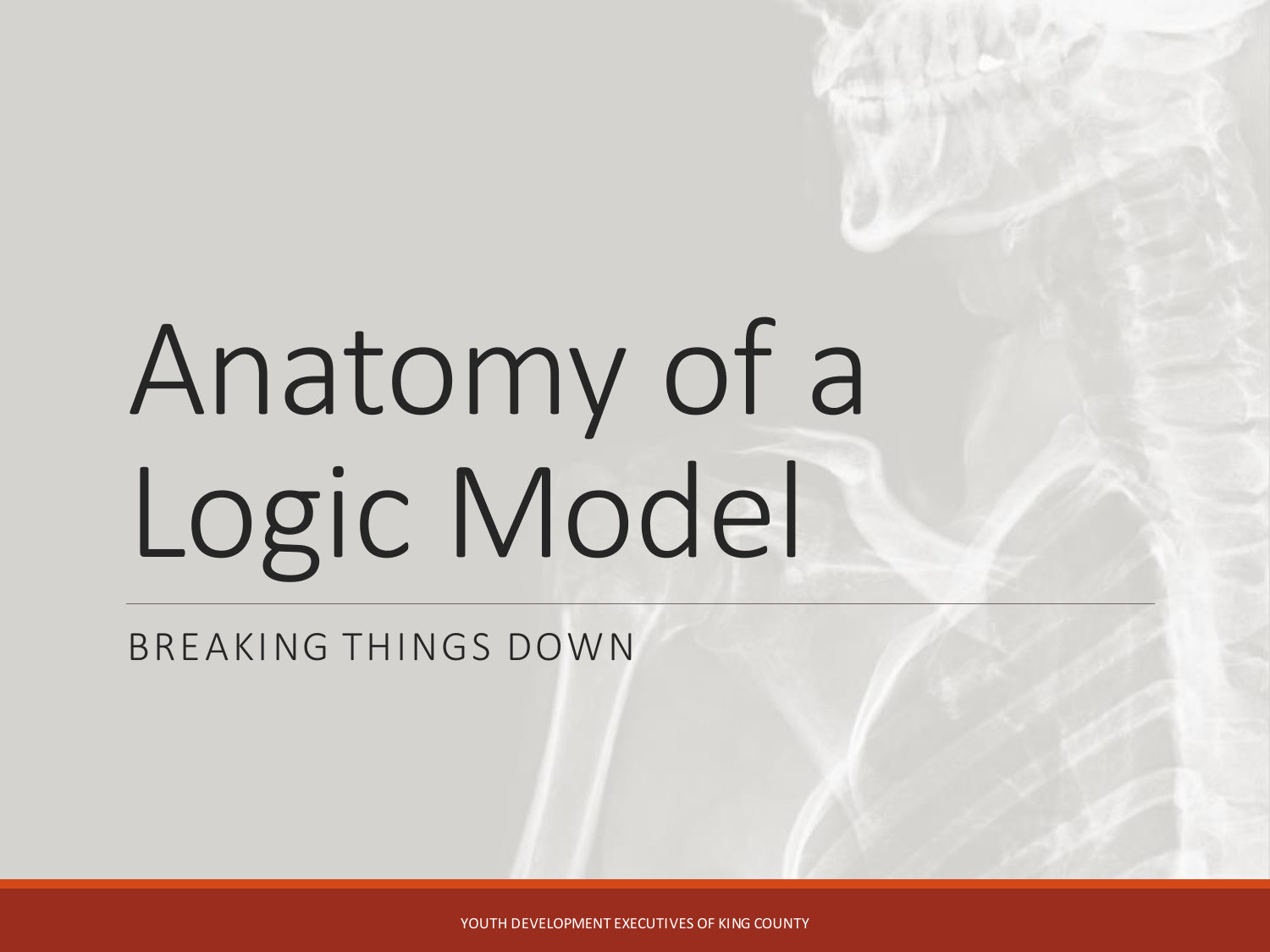# Anatomy of a Logic Model

BREAKING THINGS DOWN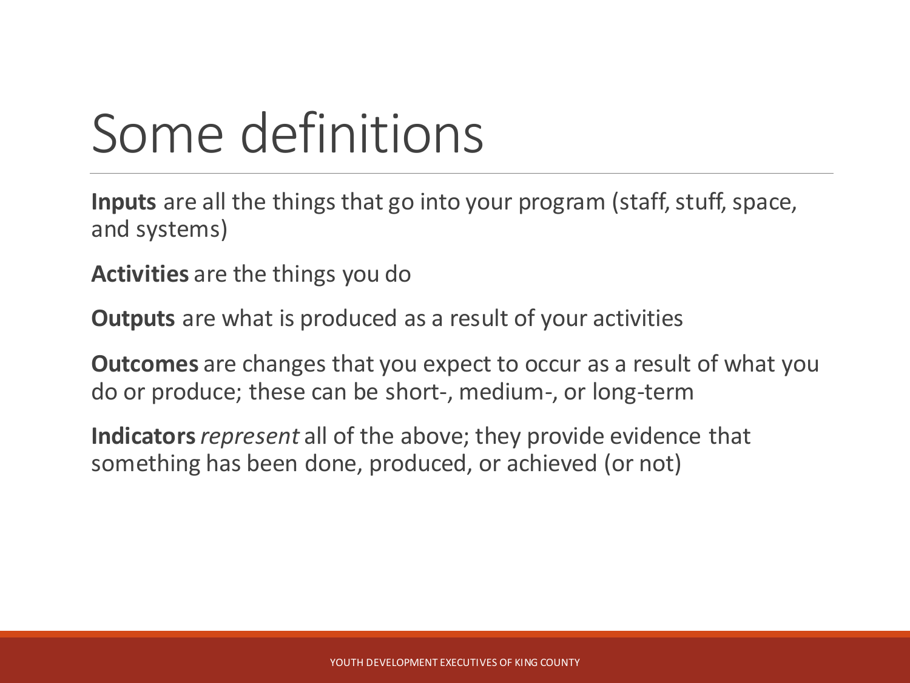# Some definitions

**Inputs** are all the things that go into your program (staff, stuff, space, and systems)

**Activities** are the things you do

**Outputs** are what is produced as a result of your activities

**Outcomes** are changes that you expect to occur as a result of what you do or produce; these can be short-, medium-, or long-term

**Indicators** *represent* all of the above; they provide evidence that something has been done, produced, or achieved (or not)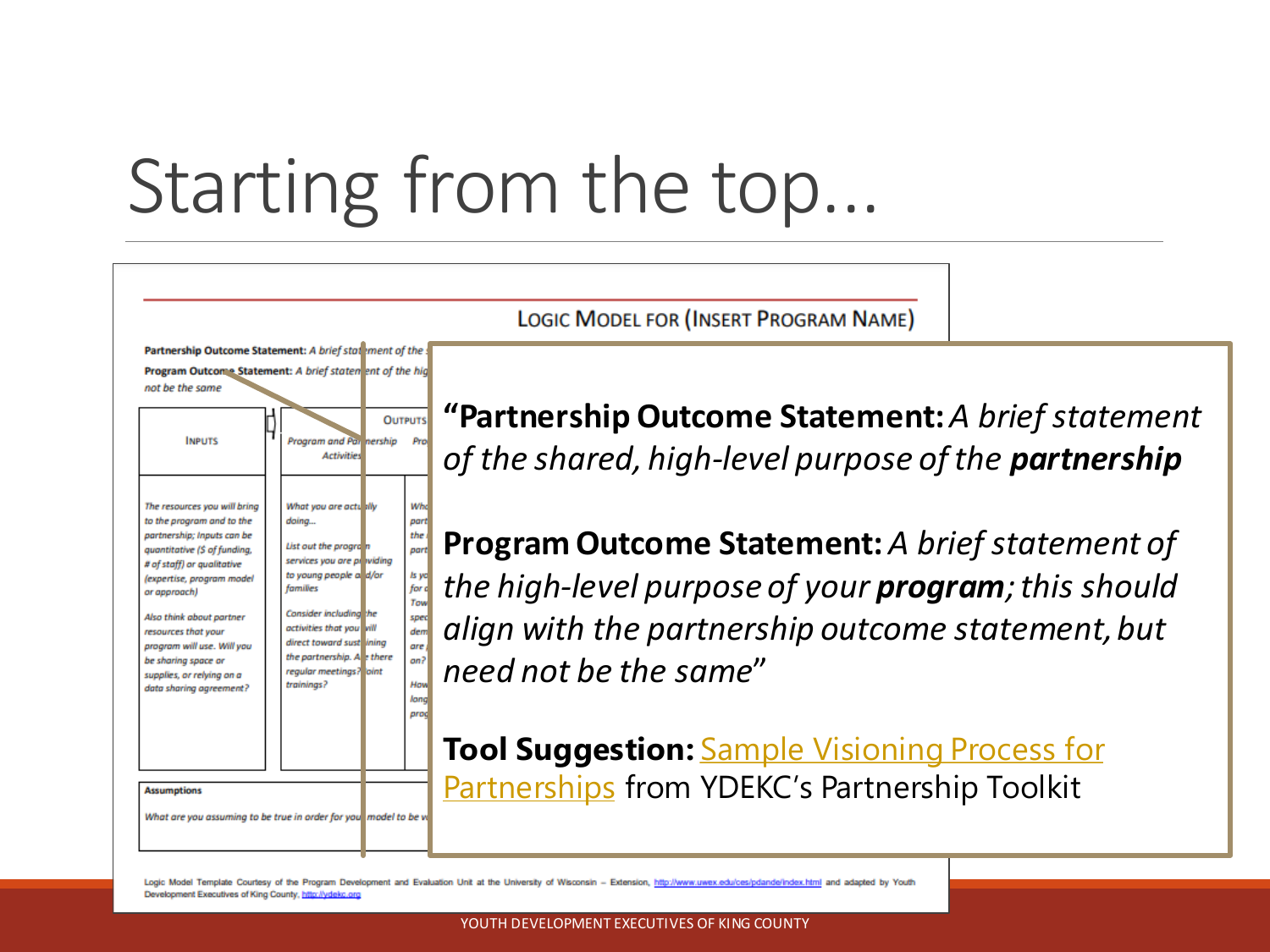# Starting from the top...

LOGIC MODEL FOR (INSERT PROGRAM NAME)

**Partnership Outcome Statement:** *A brief statement of the*

**Program Outcome Statement:** *A brief statement of the hig*
*not be the same*

| INPUTS | OUTPUTS | |
|---|---|---|
| | Program and Partnership Activities | Pro |
| *The resources you will bring to the program and to the partnership; Inputs can be quantitative ($ of funding, # of staff) or qualitative (expertise, program model or approach)* *Also think about partner resources that your program will use. Will you be sharing space or supplies, or relying on a data sharing agreement?* | *What you are actually doing...* *List out the program services you are providing to young people and/or families* *Consider including the activities that you will direct toward sustaining the partnership. Are there regular meetings? Joint trainings?* | |

**Assumptions**

*What are you assuming to be true in order for your model to be w*

"**Partnership Outcome Statement:** *A brief statement of the shared, high-level purpose of the **partnership***

**Program Outcome Statement:** *A brief statement of the high-level purpose of your **program**; this should align with the partnership outcome statement, but need not be the same*"

**Tool Suggestion:** Sample Visioning Process for Partnerships from YDEKC's Partnership Toolkit

Logic Model Template Courtesy of the Program Development and Evaluation Unit at the University of Wisconsin – Extension, http://www.uwex.edu/ces/pdande/index.html and adapted by Youth Development Executives of King County, http://ydekc.org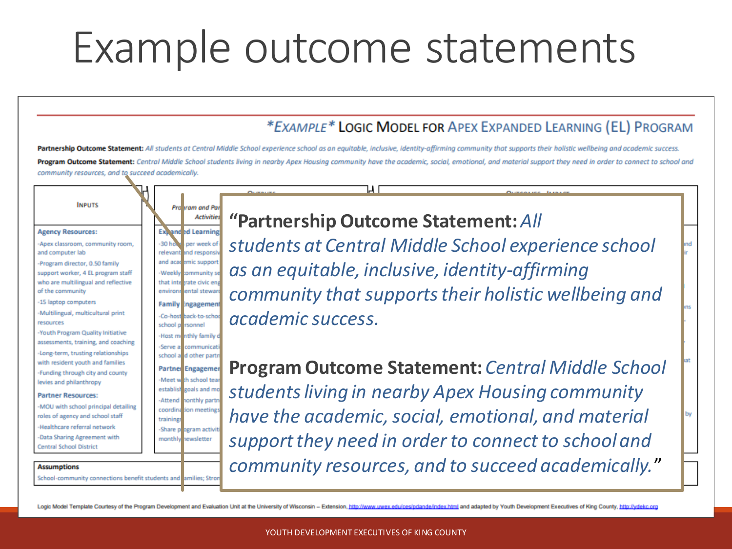# Example outcome statements

*EXAMPLE* LOGIC MODEL FOR APEX EXPANDED LEARNING (EL) PROGRAM

**Partnership Outcome Statement:** *All students at Central Middle School experience school as an equitable, inclusive, identity-affirming community that supports their holistic wellbeing and academic success.*

**Program Outcome Statement:** *Central Middle School students living in nearby Apex Housing community have the academic, social, emotional, and material support they need in order to connect to school and community resources, and to succeed academically.*

**INPUTS**

**Agency Resources:**

- Apex classroom, community room, and computer lab
- Program director, 0.50 family support worker, 4 EL program staff who are multilingual and reflective of the community
- 15 laptop computers
- Multilingual, multicultural print resources
- Youth Program Quality Initiative assessments, training, and coaching
- Long-term, trusting relationships with resident youth and families
- Funding through city and county levies and philanthropy

**Partner Resources:**

- MOU with school principal detailing roles of agency and school staff
- Healthcare referral network
- Data Sharing Agreement with Central School District

**Assumptions**

School-community connections benefit students and families; Stron

"**Partnership Outcome Statement:** *All students at Central Middle School experience school as an equitable, inclusive, identity-affirming community that supports their holistic wellbeing and academic success.*

**Program Outcome Statement:** *Central Middle School students living in nearby Apex Housing community have the academic, social, emotional, and material support they need in order to connect to school and community resources, and to succeed academically.*"

Logic Model Template Courtesy of the Program Development and Evaluation Unit at the University of Wisconsin – Extension, http://www.uwex.edu/ces/pdande/index.html and adapted by Youth Development Executives of King County, http://ydekc.org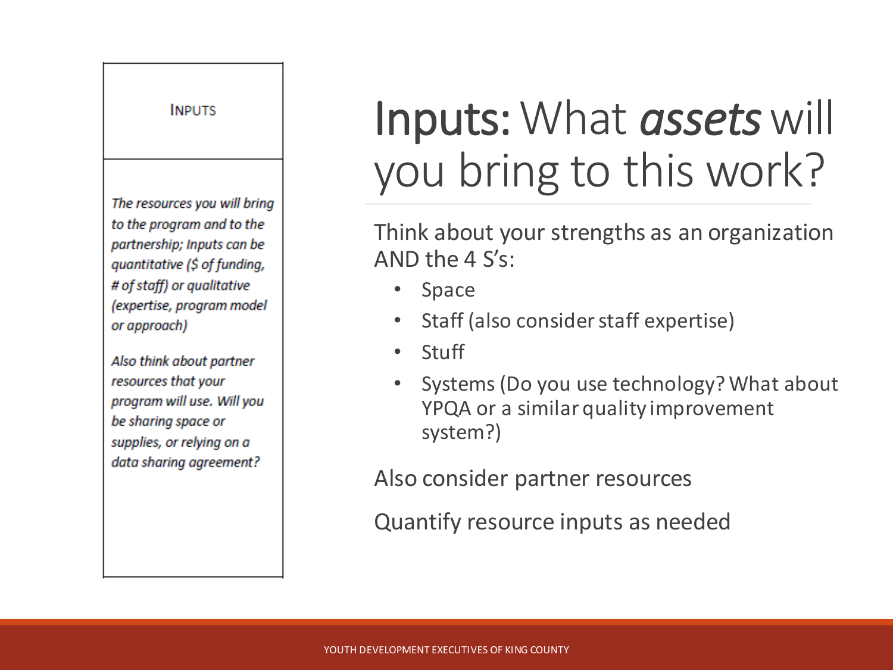| INPUTS |
| --- |
| *The resources you will bring to the program and to the partnership; Inputs can be quantitative ($ of funding, # of staff) or qualitative (expertise, program model or approach)*<br><br>*Also think about partner resources that your program will use. Will you be sharing space or supplies, or relying on a data sharing agreement?* |

# Inputs: What ***assets*** will you bring to this work?

Think about your strengths as an organization AND the 4 S's:

- Space
- Staff (also consider staff expertise)
- Stuff
- Systems (Do you use technology? What about YPQA or a similar quality improvement system?)

Also consider partner resources

Quantify resource inputs as needed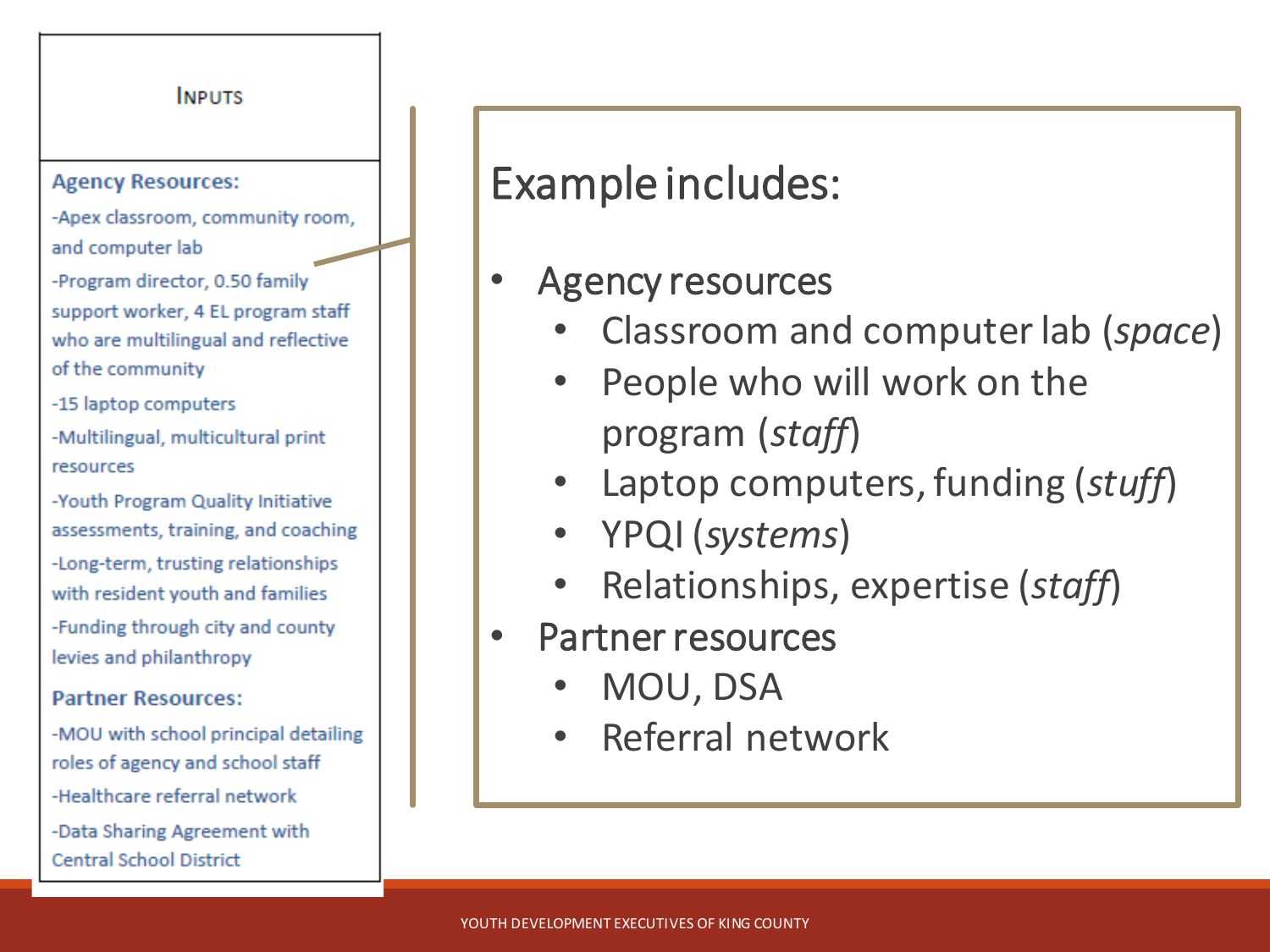## Inputs

**Agency Resources:**

-Apex classroom, community room, and computer lab

-Program director, 0.50 family support worker, 4 EL program staff who are multilingual and reflective of the community

-15 laptop computers

-Multilingual, multicultural print resources

-Youth Program Quality Initiative assessments, training, and coaching

-Long-term, trusting relationships with resident youth and families

-Funding through city and county levies and philanthropy

**Partner Resources:**

-MOU with school principal detailing roles of agency and school staff

-Healthcare referral network

-Data Sharing Agreement with Central School District

## Example includes:

- Agency resources
  - Classroom and computer lab (*space*)
  - People who will work on the program (*staff*)
  - Laptop computers, funding (*stuff*)
  - YPQI (*systems*)
  - Relationships, expertise (*staff*)
- Partner resources
  - MOU, DSA
  - Referral network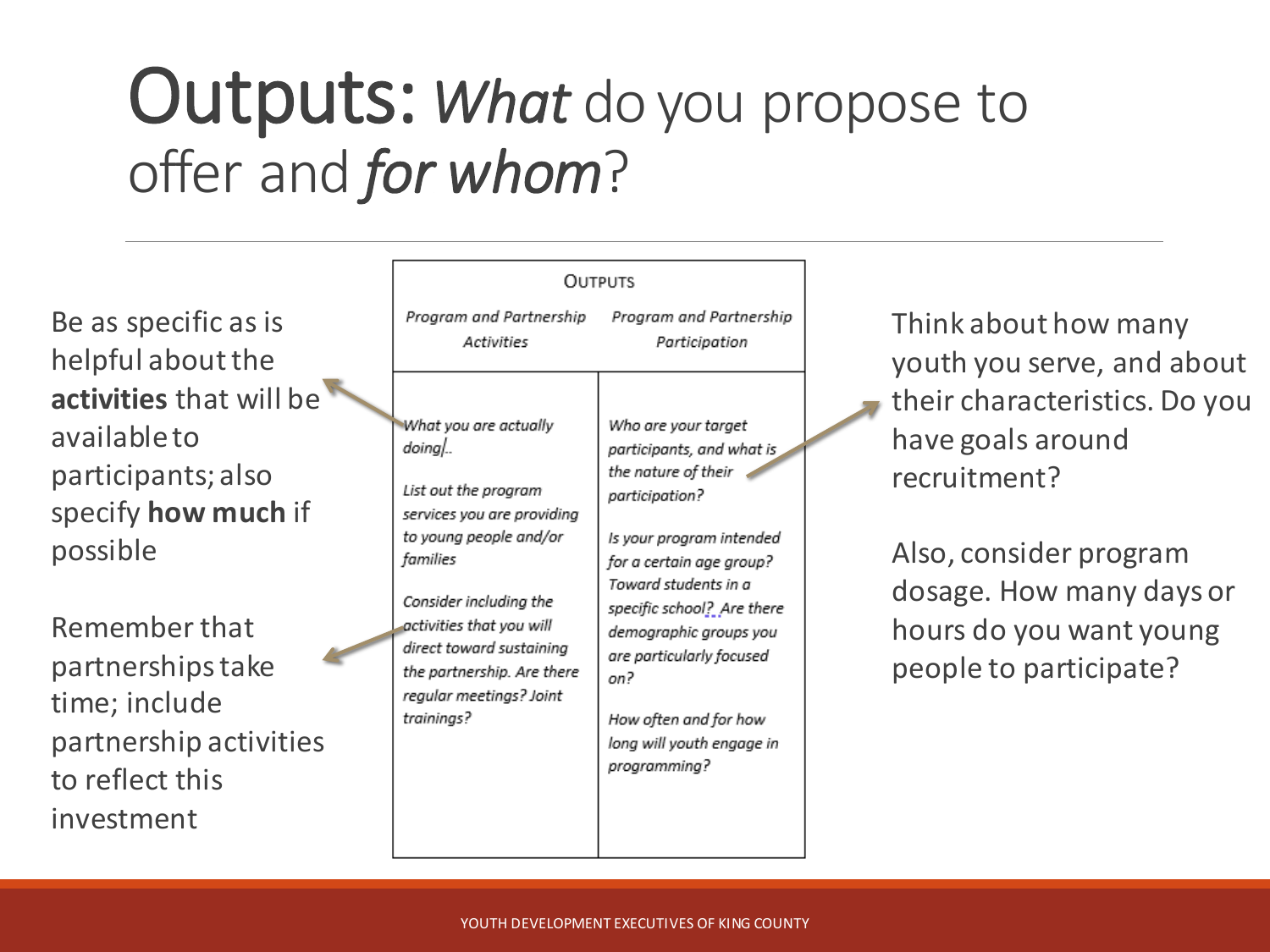# Outputs: *What* do you propose to offer and *for whom*?

Be as specific as is helpful about the **activities** that will be available to participants; also specify **how much** if possible

Remember that partnerships take time; include partnership activities to reflect this investment

| Outputs | |
|---|---|
| *Program and Partnership Activities* | *Program and Partnership Participation* |
| *What you are actually doing…*<br><br>*List out the program services you are providing to young people and/or families*<br><br>*Consider including the activities that you will direct toward sustaining the partnership. Are there regular meetings? Joint trainings?* | *Who are your target participants, and what is the nature of their participation?*<br><br>*Is your program intended for a certain age group? Toward students in a specific school? Are there demographic groups you are particularly focused on?*<br><br>*How often and for how long will youth engage in programming?* |

Think about how many youth you serve, and about their characteristics. Do you have goals around recruitment?

Also, consider program dosage. How many days or hours do you want young people to participate?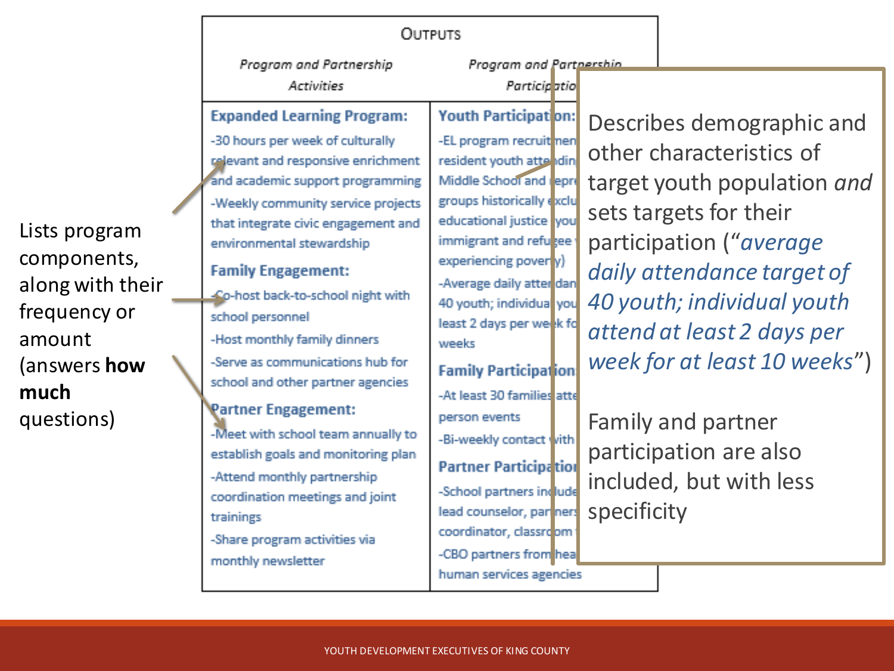Lists program components, along with their frequency or amount (answers **how much** questions)

| OUTPUTS | |
|---|---|
| *Program and Partnership Activities* | *Program and Partnership Participatio* |
| **Expanded Learning Program:** -30 hours per week of culturally relevant and responsive enrichment and academic support programming -Weekly community service projects that integrate civic engagement and environmental stewardship **Family Engagement:** -Co-host back-to-school night with school personnel -Host monthly family dinners -Serve as communications hub for school and other partner agencies **Partner Engagement:** -Meet with school team annually to establish goals and monitoring plan -Attend monthly partnership coordination meetings and joint trainings -Share program activities via monthly newsletter | **Youth Participation:** -EL program recruitmen resident youth attendin Middle School and repr groups historically exclu educational justice you immigrant and refugee experiencing poverty) -Average daily attendan 40 youth; individual you least 2 days per week fo weeks **Family Participation** -At least 30 families atte person events -Bi-weekly contact with **Partner Participation** -School partners include lead counselor, partners coordinator, classroom -CBO partners from hea human services agencies |

Describes demographic and other characteristics of target youth population *and* sets targets for their participation ("*average daily attendance target of 40 youth; individual youth attend at least 2 days per week for at least 10 weeks*")

Family and partner participation are also included, but with less specificity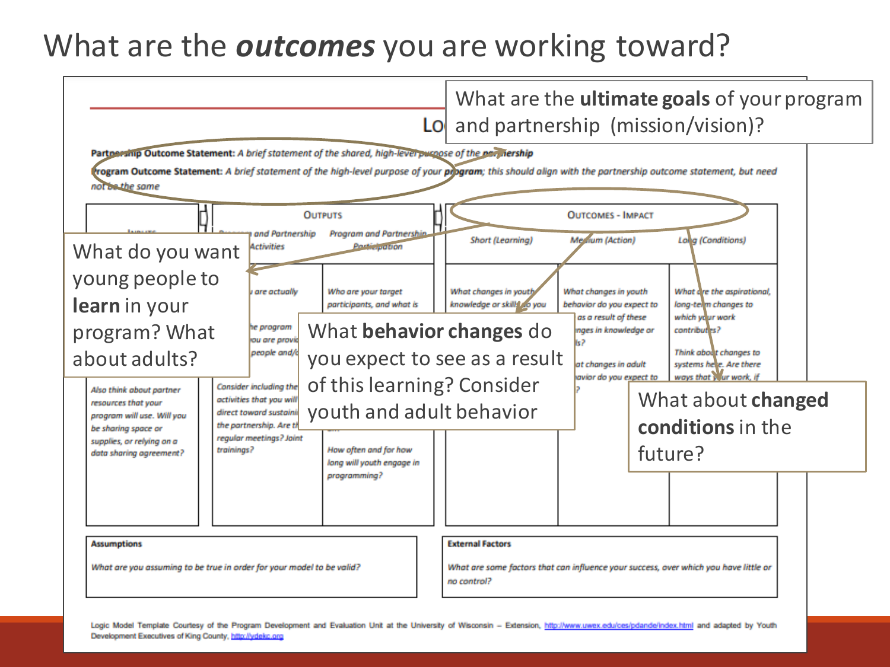# What are the *outcomes* you are working toward?

What are the **ultimate goals** of your program and partnership (mission/vision)?

**Partnership Outcome Statement:** *A brief statement of the shared, high-level purpose of the partnership*

**Program Outcome Statement:** *A brief statement of the high-level purpose of your program; this should align with the partnership outcome statement, but need not be the same*

What do you want young people to **learn** in your program? What about adults?

What **behavior changes** do you expect to see as a result of this learning? Consider youth and adult behavior

What about **changed conditions** in the future?

| Inputs | Outputs | | Outcomes - Impact | | |
|---|---|---|---|---|---|
| | Program and Partnership Activities | Program and Partnership Participation | Short (Learning) | Medium (Action) | Long (Conditions) |
| *Also think about partner resources that your program will use. Will you be sharing space or supplies, or relying on a data sharing agreement?* | *...are actually ... the program ... you are provid... people and/o...* *Consider including the activities that you will direct toward sustaini... the partnership. Are th... regular meetings? Joint trainings?* | *Who are your target participants, and what is ...* *How often and for how long will youth engage in programming?* | *What changes in youth knowledge or skills do you ...* | *What changes in youth behavior do you expect to ... as a result of these ...nges in knowledge or ...ls?* *...at changes in adult ...avior do you expect to ...?* | *What are the aspirational, long-term changes to which your work contributes?* *Think about changes to systems here. Are there ways that your work, if ...* |

| Assumptions | External Factors |
|---|---|
| *What are you assuming to be true in order for your model to be valid?* | *What are some factors that can influence your success, over which you have little or no control?* |

Logic Model Template Courtesy of the Program Development and Evaluation Unit at the University of Wisconsin – Extension, http://www.uwex.edu/ces/pdande/index.html and adapted by Youth Development Executives of King County, http://ydekc.org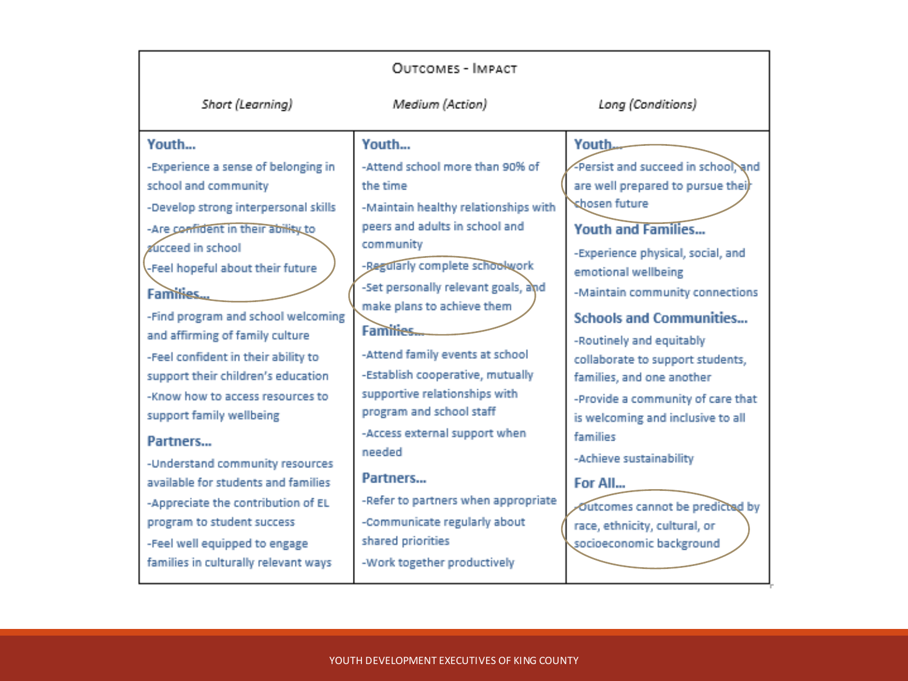| Outcomes - Impact | | |
|---|---|---|
| *Short (Learning)* | *Medium (Action)* | *Long (Conditions)* |
| **Youth...**<br>-Experience a sense of belonging in school and community<br>-Develop strong interpersonal skills<br>-Are confident in their ability to succeed in school<br>-Feel hopeful about their future<br>**Families...**<br>-Find program and school welcoming and affirming of family culture<br>-Feel confident in their ability to support their children's education<br>-Know how to access resources to support family wellbeing<br>**Partners...**<br>-Understand community resources available for students and families<br>-Appreciate the contribution of EL program to student success<br>-Feel well equipped to engage families in culturally relevant ways | **Youth...**<br>-Attend school more than 90% of the time<br>-Maintain healthy relationships with peers and adults in school and community<br>-Regularly complete schoolwork<br>-Set personally relevant goals, and make plans to achieve them<br>**Families...**<br>-Attend family events at school<br>-Establish cooperative, mutually supportive relationships with program and school staff<br>-Access external support when needed<br>**Partners...**<br>-Refer to partners when appropriate<br>-Communicate regularly about shared priorities<br>-Work together productively | **Youth...**<br>-Persist and succeed in school, and are well prepared to pursue their chosen future<br>**Youth and Families...**<br>-Experience physical, social, and emotional wellbeing<br>-Maintain community connections<br>**Schools and Communities...**<br>-Routinely and equitably collaborate to support students, families, and one another<br>-Provide a community of care that is welcoming and inclusive to all families<br>-Achieve sustainability<br>**For All...**<br>-Outcomes cannot be predicted by race, ethnicity, cultural, or socioeconomic background |

YOUTH DEVELOPMENT EXECUTIVES OF KING COUNTY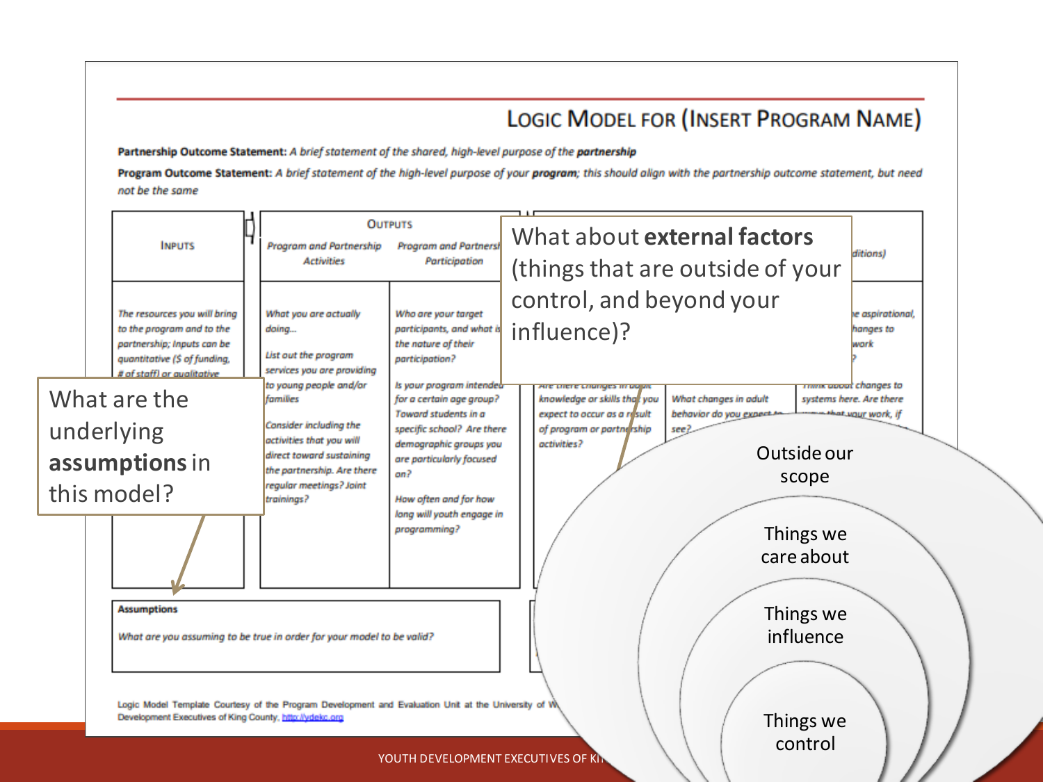# Logic Model for (Insert Program Name)

**Partnership Outcome Statement:** *A brief statement of the shared, high-level purpose of the **partnership***

**Program Outcome Statement:** *A brief statement of the high-level purpose of your **program**; this should align with the partnership outcome statement, but need not be the same*

| Inputs | Outputs | |
|---|---|---|
| | Program and Partnership Activities | Program and Partnership Participation |
| *The resources you will bring to the program and to the partnership; Inputs can be quantitative ($ of funding, # of staff) or qualitative* | *What you are actually doing...* *List out the program services you are providing to young people and/or families* *Consider including the activities that you will direct toward sustaining the partnership. Are there regular meetings? Joint trainings?* | *Who are your target participants, and what is the nature of their participation?* *Is your program intended for a certain age group? Toward students in a specific school? Are there demographic groups you are particularly focused on?* *How often and for how long will youth engage in programming?* |

*Are there changes in adult knowledge or skills that you expect to occur as a result of program or partnership activities?*

*What changes in adult behavior do you expect to see?*

*...be aspirational, ...changes to ...work ...?* *Think about changes to systems here. Are there ways that your work, if ...*

**Assumptions**

*What are you assuming to be true in order for your model to be valid?*

Logic Model Template Courtesy of the Program Development and Evaluation Unit at the University of W... Development Executives of King County, http://ydekc.org

What about **external factors** (things that are outside of your control, and beyond your influence)?

What are the underlying **assumptions** in this model?

Outside our scope

Things we care about

Things we influence

Things we control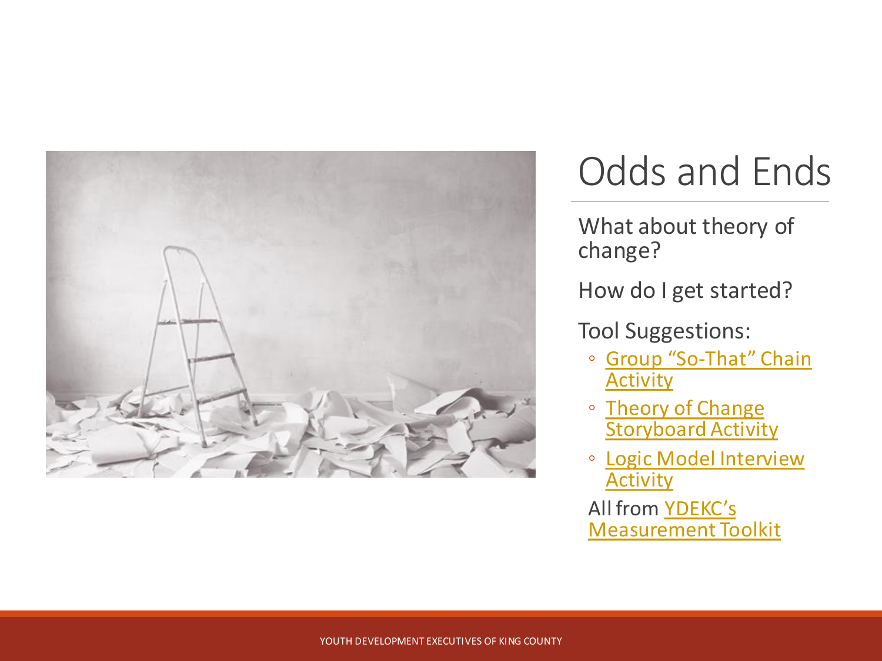# Odds and Ends

What about theory of change?

How do I get started?

Tool Suggestions:

- Group "So-That" Chain Activity
- Theory of Change Storyboard Activity
- Logic Model Interview Activity

All from YDEKC's Measurement Toolkit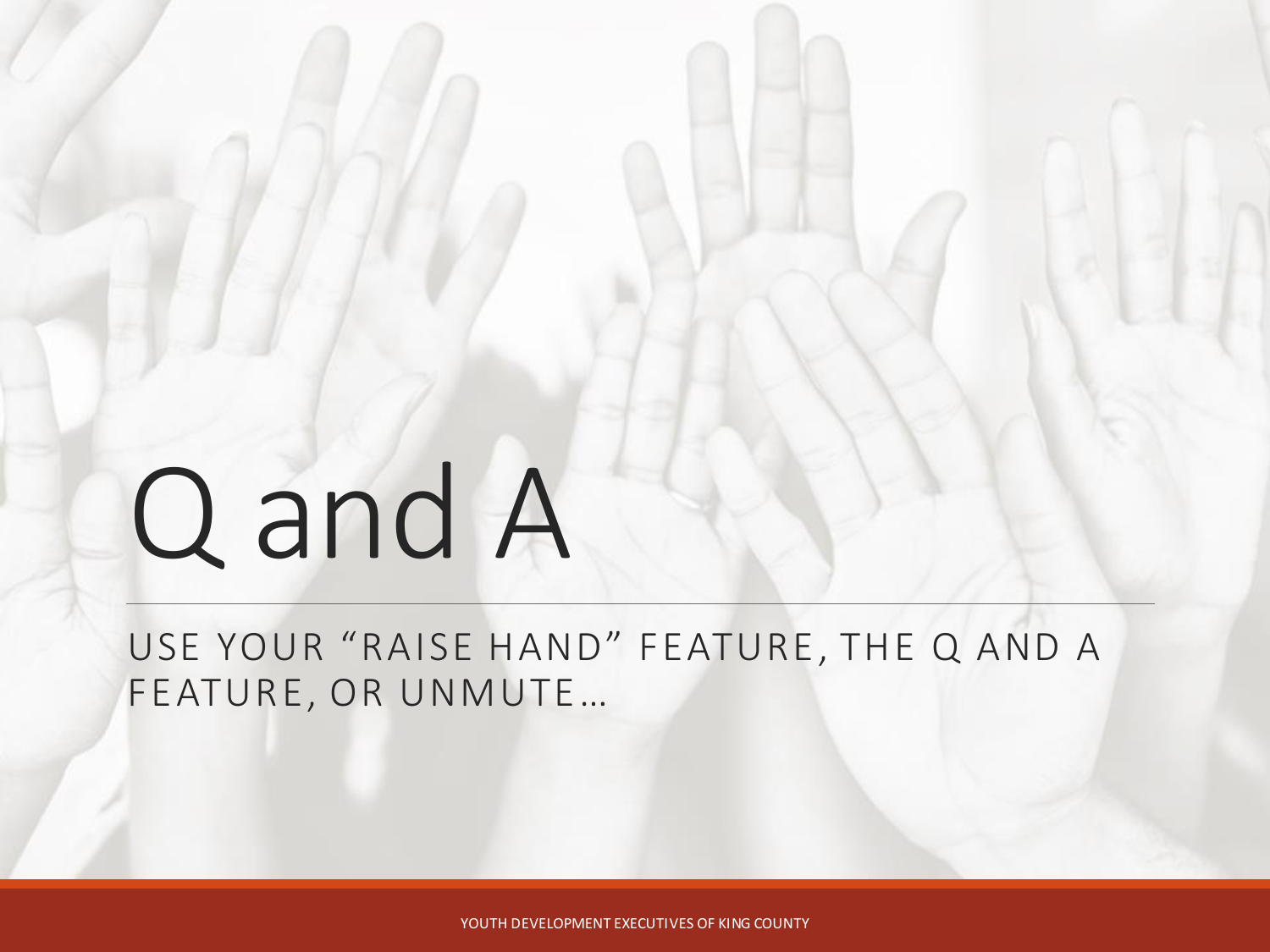# Q and A

USE YOUR "RAISE HAND" FEATURE, THE Q AND A FEATURE, OR UNMUTE…